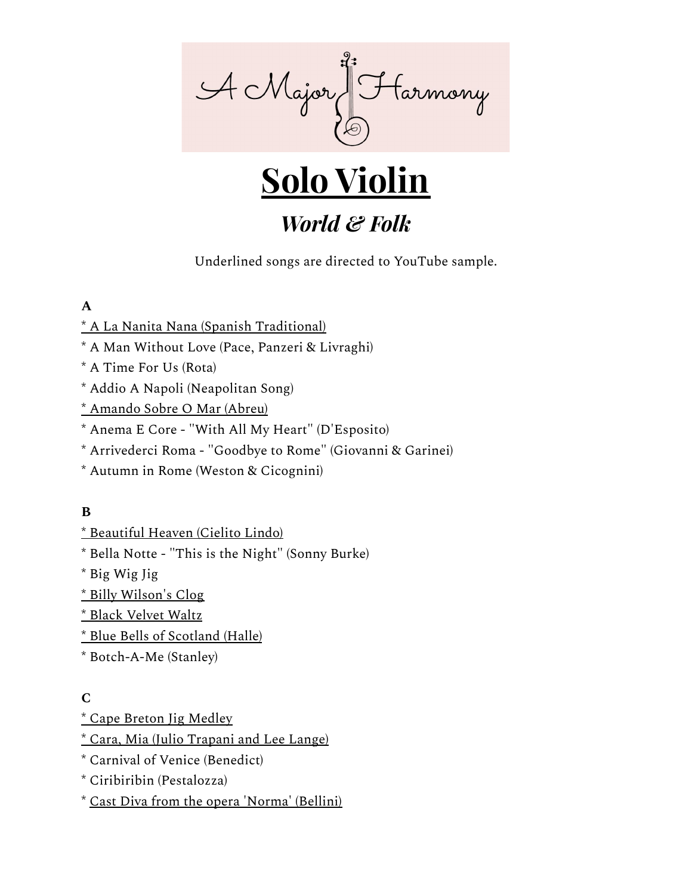A Major Harmony

# Solo Violin

## *World & Folk*

Underlined songs are directed to YouTube sample.

**A**

* A La Nanita Nana (Spanish Traditional)
* A Man Without Love (Pace, Panzeri & Livraghi)
* A Time For Us (Rota)
* Addio A Napoli (Neapolitan Song)
* Amando Sobre O Mar (Abreu)
* Anema E Core - "With All My Heart" (D'Esposito)
* Arrivederci Roma - "Goodbye to Rome" (Giovanni & Garinei)
* Autumn in Rome (Weston & Cicognini)

**B**

* Beautiful Heaven (Cielito Lindo)
* Bella Notte - "This is the Night" (Sonny Burke)
* Big Wig Jig
* Billy Wilson's Clog
* Black Velvet Waltz
* Blue Bells of Scotland (Halle)
* Botch-A-Me (Stanley)

**C**

* Cape Breton Jig Medley
* Cara, Mia (Julio Trapani and Lee Lange)
* Carnival of Venice (Benedict)
* Ciribiribin (Pestalozza)
* Cast Diva from the opera 'Norma' (Bellini)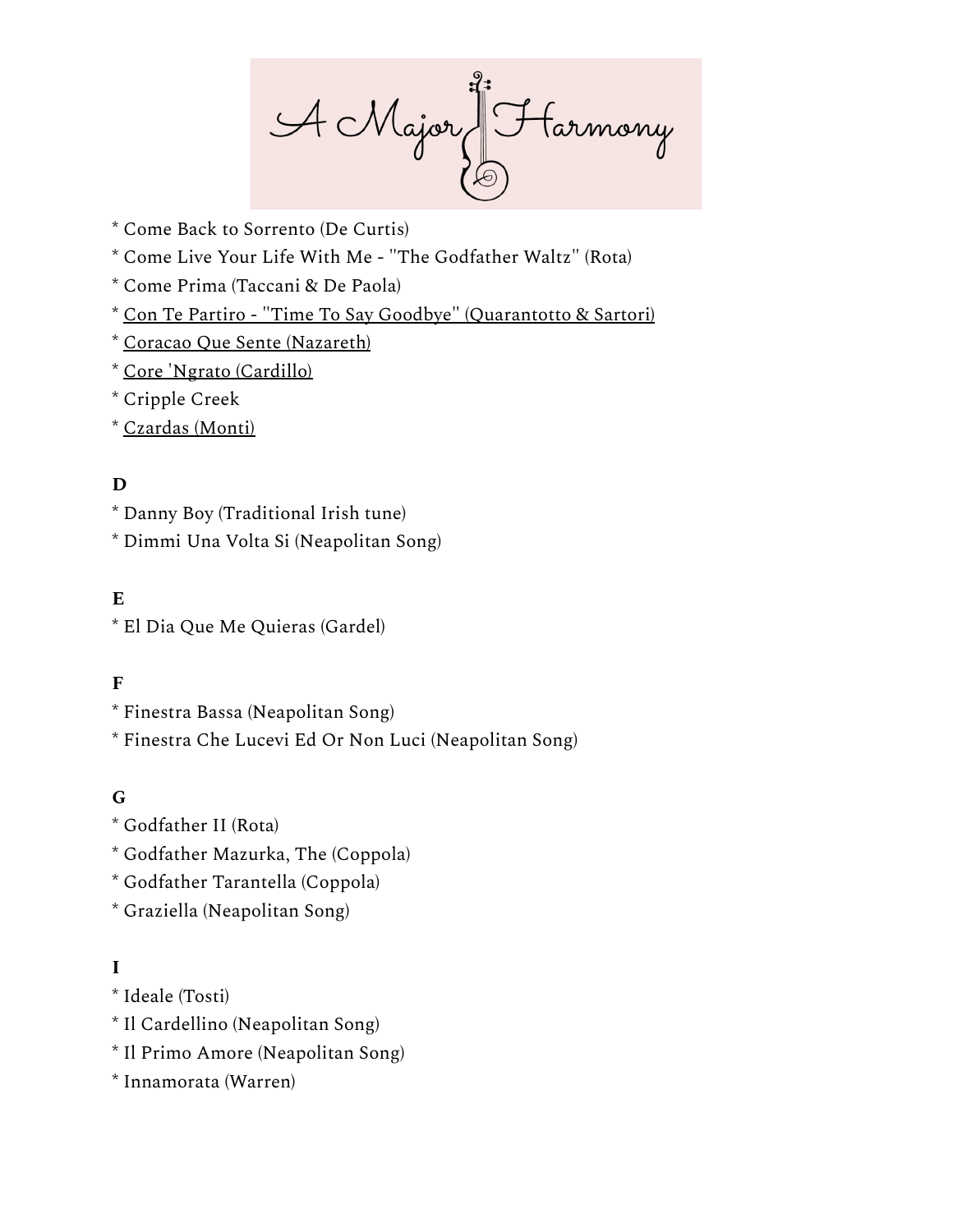* Come Back to Sorrento (De Curtis)
* Come Live Your Life With Me - "The Godfather Waltz" (Rota)
* Come Prima (Taccani & De Paola)
* Con Te Partiro - "Time To Say Goodbye" (Quarantotto & Sartori)
* Coracao Que Sente (Nazareth)
* Core 'Ngrato (Cardillo)
* Cripple Creek
* Czardas (Monti)

**D**

* Danny Boy (Traditional Irish tune)
* Dimmi Una Volta Si (Neapolitan Song)

**E**

* El Dia Que Me Quieras (Gardel)

**F**

* Finestra Bassa (Neapolitan Song)
* Finestra Che Lucevi Ed Or Non Luci (Neapolitan Song)

**G**

* Godfather II (Rota)
* Godfather Mazurka, The (Coppola)
* Godfather Tarantella (Coppola)
* Graziella (Neapolitan Song)

**I**

* Ideale (Tosti)
* Il Cardellino (Neapolitan Song)
* Il Primo Amore (Neapolitan Song)
* Innamorata (Warren)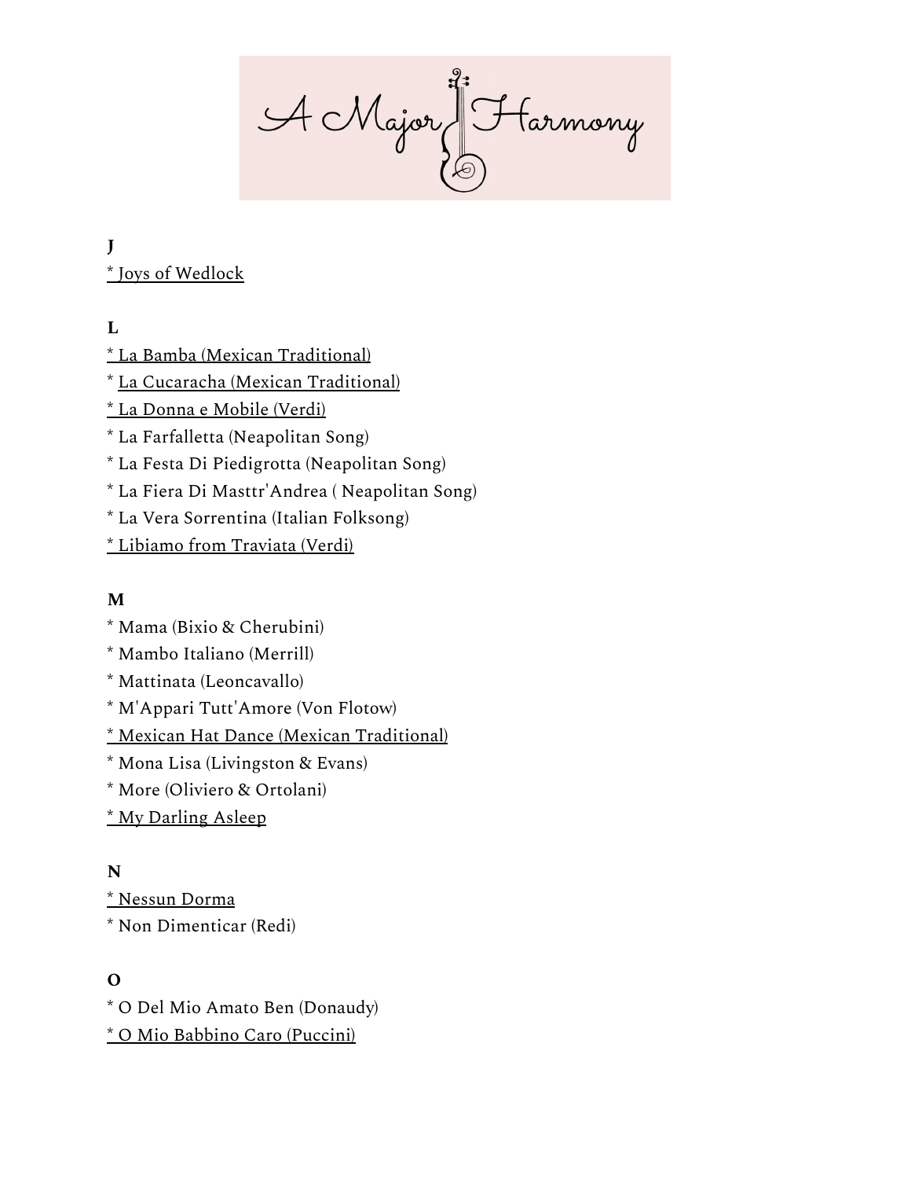A Major Harmony

**J**

* Joys of Wedlock

**L**

* La Bamba (Mexican Traditional)
* La Cucaracha (Mexican Traditional)
* La Donna e Mobile (Verdi)
* La Farfalletta (Neapolitan Song)
* La Festa Di Piedigrotta (Neapolitan Song)
* La Fiera Di Masttr'Andrea ( Neapolitan Song)
* La Vera Sorrentina (Italian Folksong)
* Libiamo from Traviata (Verdi)

**M**

* Mama (Bixio & Cherubini)
* Mambo Italiano (Merrill)
* Mattinata (Leoncavallo)
* M'Appari Tutt'Amore (Von Flotow)
* Mexican Hat Dance (Mexican Traditional)
* Mona Lisa (Livingston & Evans)
* More (Oliviero & Ortolani)
* My Darling Asleep

**N**

* Nessun Dorma
* Non Dimenticar (Redi)

**O**

* O Del Mio Amato Ben (Donaudy)
* O Mio Babbino Caro (Puccini)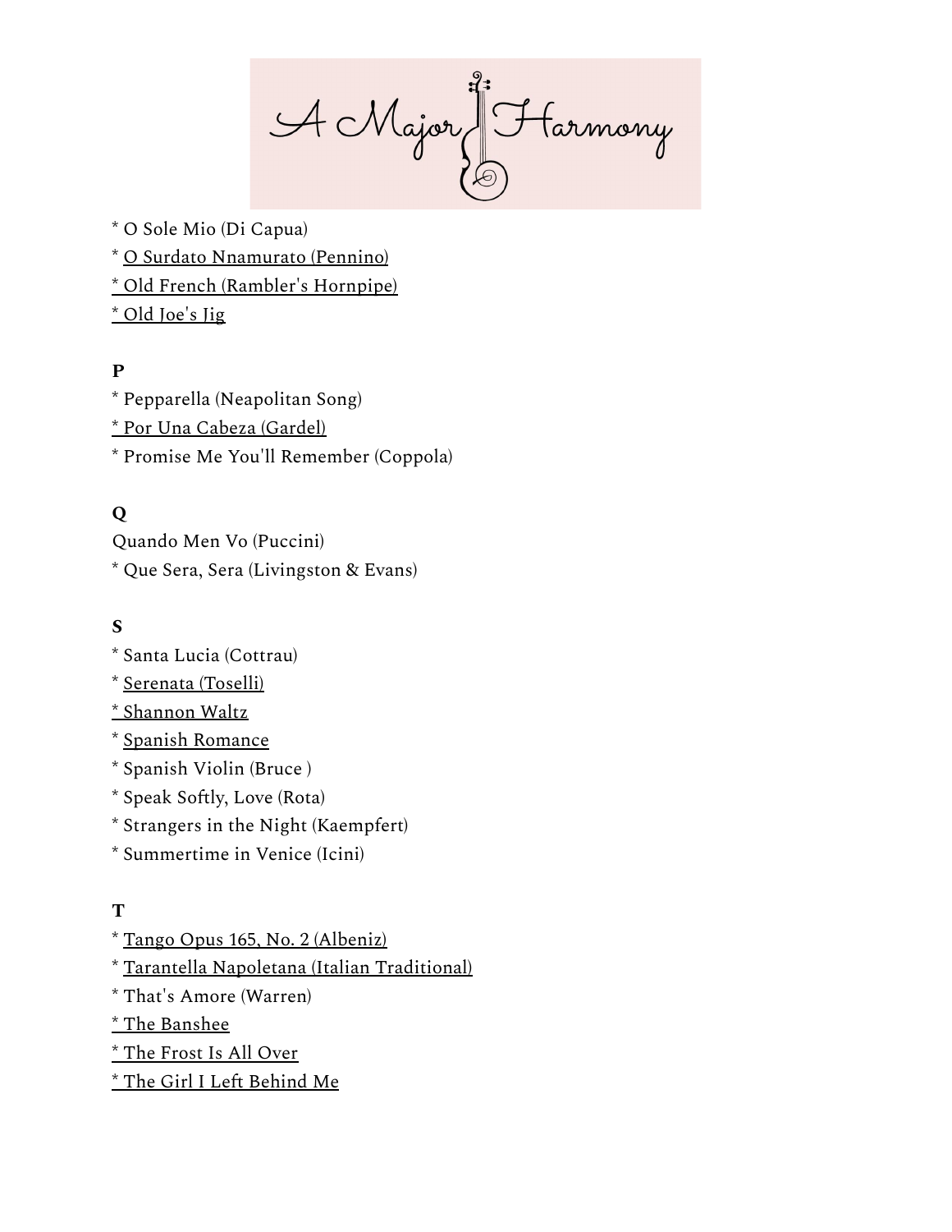* O Sole Mio (Di Capua)
* O Surdato Nnamurato (Pennino)
* Old French (Rambler's Hornpipe)
* Old Joe's Jig

**P**

* Pepparella (Neapolitan Song)
* Por Una Cabeza (Gardel)
* Promise Me You'll Remember (Coppola)

**Q**

Quando Men Vo (Puccini)
* Que Sera, Sera (Livingston & Evans)

**S**

* Santa Lucia (Cottrau)
* Serenata (Toselli)
* Shannon Waltz
* Spanish Romance
* Spanish Violin (Bruce )
* Speak Softly, Love (Rota)
* Strangers in the Night (Kaempfert)
* Summertime in Venice (Icini)

**T**

* Tango Opus 165, No. 2 (Albeniz)
* Tarantella Napoletana (Italian Traditional)
* That's Amore (Warren)
* The Banshee
* The Frost Is All Over
* The Girl I Left Behind Me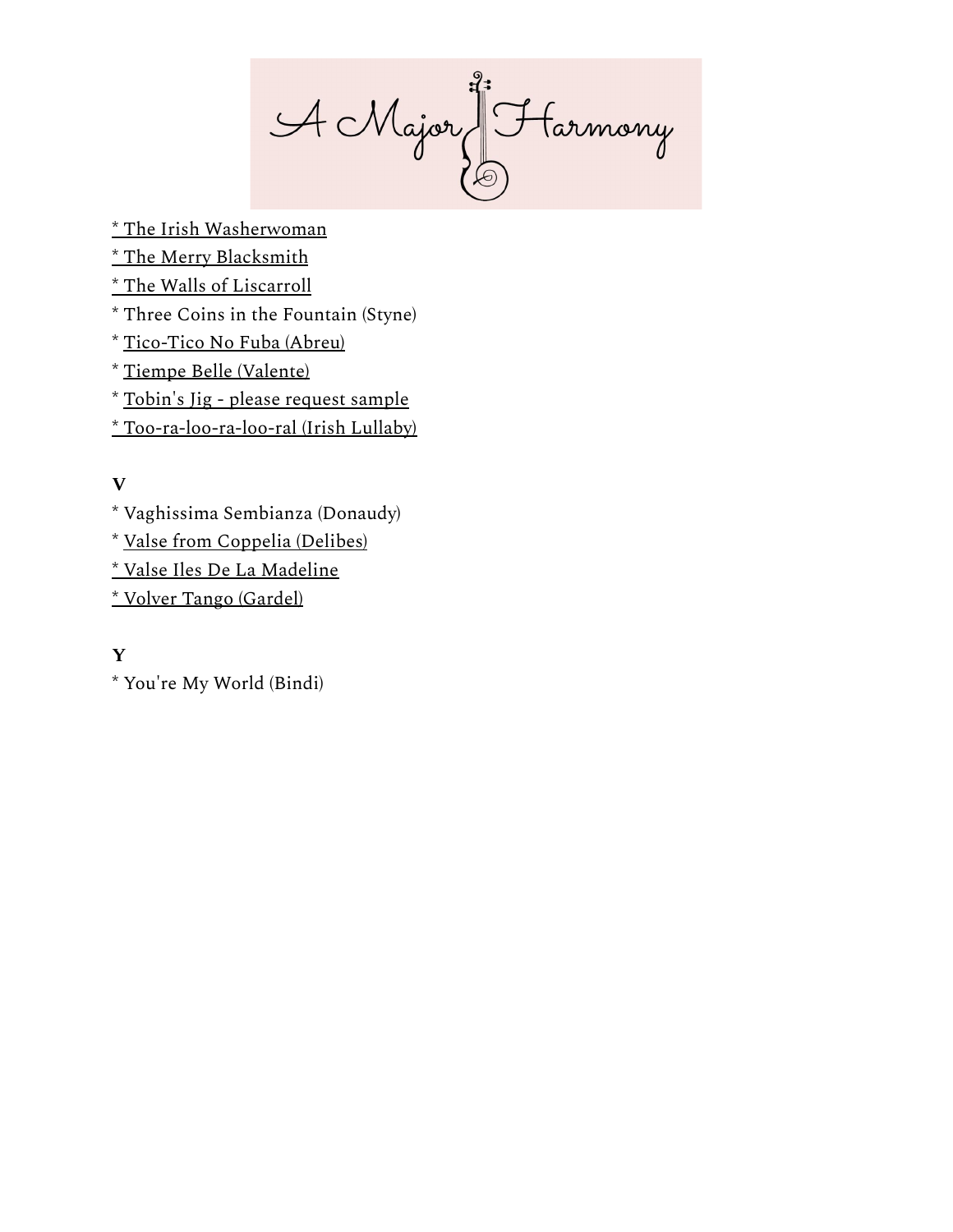A Major Harmony

* The Irish Washerwoman
* The Merry Blacksmith
* The Walls of Liscarroll
* Three Coins in the Fountain (Styne)
* Tico-Tico No Fuba (Abreu)
* Tiempe Belle (Valente)
* Tobin's Jig - please request sample
* Too-ra-loo-ra-loo-ral (Irish Lullaby)

**V**

* Vaghissima Sembianza (Donaudy)
* Valse from Coppelia (Delibes)
* Valse Iles De La Madeline
* Volver Tango (Gardel)

**Y**

* You're My World (Bindi)